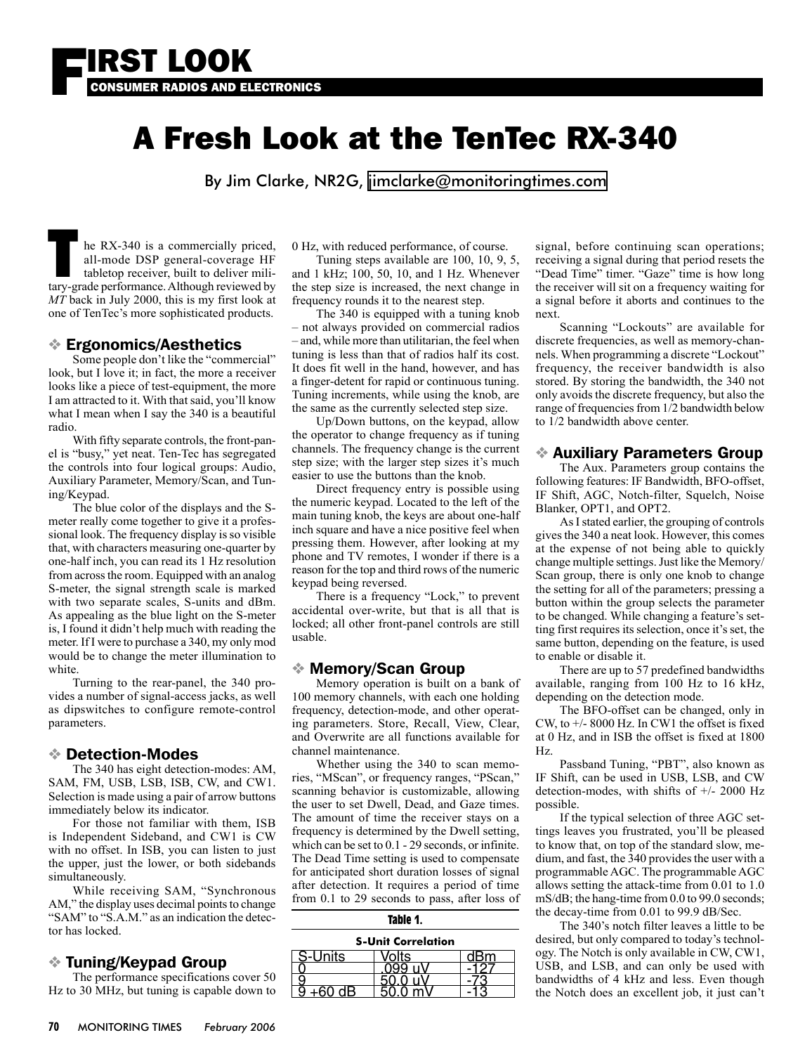## FIRST LOOK

CONSUMER RADIOS AND ELECTRONICS

# A Fresh Look at the TenTec RX-340

By Jim Clarke, NR2G, jimclarke@monitoringtimes.com

The RX-340 is a commercially priced, all-mode DSP general-coverage HF tabletop receiver, built to deliver military-grade performance. Although reviewed by *MT* back in July 2000, this is my first look at one of TenTec's more sophisticated products.

### ❖ Ergonomics/Aesthetics

Some people don't like the "commercial" look, but I love it; in fact, the more a receiver looks like a piece of test-equipment, the more I am attracted to it. With that said, you'll know what I mean when I say the 340 is a beautiful radio.

With fifty separate controls, the front-panel is "busy," yet neat. Ten-Tec has segregated the controls into four logical groups: Audio, Auxiliary Parameter, Memory/Scan, and Tuning/Keypad.

The blue color of the displays and the S-meter really come together to give it a professional look. The frequency display is so visible that, with characters measuring one-quarter by one-half inch, you can read its 1 Hz resolution from across the room. Equipped with an analog S-meter, the signal strength scale is marked with two separate scales, S-units and dBm. As appealing as the blue light on the S-meter is, I found it didn't help much with reading the meter. If I were to purchase a 340, my only mod would be to change the meter illumination to white.

Turning to the rear-panel, the 340 provides a number of signal-access jacks, as well as dipswitches to configure remote-control parameters.

### ❖ Detection-Modes

The 340 has eight detection-modes: AM, SAM, FM, USB, LSB, ISB, CW, and CW1. Selection is made using a pair of arrow buttons immediately below its indicator.

For those not familiar with them, ISB is Independent Sideband, and CW1 is CW with no offset. In ISB, you can listen to just the upper, just the lower, or both sidebands simultaneously.

While receiving SAM, "Synchronous AM," the display uses decimal points to change "SAM" to "S.A.M." as an indication the detector has locked.

### ❖ Tuning/Keypad Group

The performance specifications cover 50 Hz to 30 MHz, but tuning is capable down to 0 Hz, with reduced performance, of course.

Tuning steps available are 100, 10, 9, 5, and 1 kHz; 100, 50, 10, and 1 Hz. Whenever the step size is increased, the next change in frequency rounds it to the nearest step.

The 340 is equipped with a tuning knob – not always provided on commercial radios – and, while more than utilitarian, the feel when tuning is less than that of radios half its cost. It does fit well in the hand, however, and has a finger-detent for rapid or continuous tuning. Tuning increments, while using the knob, are the same as the currently selected step size.

Up/Down buttons, on the keypad, allow the operator to change frequency as if tuning channels. The frequency change is the current step size; with the larger step sizes it's much easier to use the buttons than the knob.

Direct frequency entry is possible using the numeric keypad. Located to the left of the main tuning knob, the keys are about one-half inch square and have a nice positive feel when pressing them. However, after looking at my phone and TV remotes, I wonder if there is a reason for the top and third rows of the numeric keypad being reversed.

There is a frequency "Lock," to prevent accidental over-write, but that is all that is locked; all other front-panel controls are still usable.

### ❖ Memory/Scan Group

Memory operation is built on a bank of 100 memory channels, with each one holding frequency, detection-mode, and other operating parameters. Store, Recall, View, Clear, and Overwrite are all functions available for channel maintenance.

Whether using the 340 to scan memories, "MScan", or frequency ranges, "PScan," scanning behavior is customizable, allowing the user to set Dwell, Dead, and Gaze times. The amount of time the receiver stays on a frequency is determined by the Dwell setting, which can be set to 0.1 - 29 seconds, or infinite. The Dead Time setting is used to compensate for anticipated short duration losses of signal after detection. It requires a period of time from 0.1 to 29 seconds to pass, after loss of signal, before continuing scan operations; receiving a signal during that period resets the "Dead Time" timer. "Gaze" time is how long the receiver will sit on a frequency waiting for a signal before it aborts and continues to the next.

Scanning "Lockouts" are available for discrete frequencies, as well as memory-channels. When programming a discrete "Lockout" frequency, the receiver bandwidth is also stored. By storing the bandwidth, the 340 not only avoids the discrete frequency, but also the range of frequencies from 1/2 bandwidth below to 1/2 bandwidth above center.

**Table 1.**

**S-Unit Correlation**

| S-Units | Volts | dBm |
|---|---|---|
| 0 | .099 uV | -127 |
| 9 | 50.0 uV | -73 |
| 9 +60 dB | 50.0 mV | -13 |

### ❖ Auxiliary Parameters Group

The Aux. Parameters group contains the following features: IF Bandwidth, BFO-offset, IF Shift, AGC, Notch-filter, Squelch, Noise Blanker, OPT1, and OPT2.

As I stated earlier, the grouping of controls gives the 340 a neat look. However, this comes at the expense of not being able to quickly change multiple settings. Just like the Memory/Scan group, there is only one knob to change the setting for all of the parameters; pressing a button within the group selects the parameter to be changed. While changing a feature's setting first requires its selection, once it's set, the same button, depending on the feature, is used to enable or disable it.

There are up to 57 predefined bandwidths available, ranging from 100 Hz to 16 kHz, depending on the detection mode.

The BFO-offset can be changed, only in CW, to +/- 8000 Hz. In CW1 the offset is fixed at 0 Hz, and in ISB the offset is fixed at 1800 Hz.

Passband Tuning, "PBT", also known as IF Shift, can be used in USB, LSB, and CW detection-modes, with shifts of +/- 2000 Hz possible.

If the typical selection of three AGC settings leaves you frustrated, you'll be pleased to know that, on top of the standard slow, medium, and fast, the 340 provides the user with a programmable AGC. The programmable AGC allows setting the attack-time from 0.01 to 1.0 mS/dB; the hang-time from 0.0 to 99.0 seconds; the decay-time from 0.01 to 99.9 dB/Sec.

The 340's notch filter leaves a little to be desired, but only compared to today's technology. The Notch is only available in CW, CW1, USB, and LSB, and can only be used with bandwidths of 4 kHz and less. Even though the Notch does an excellent job, it just can't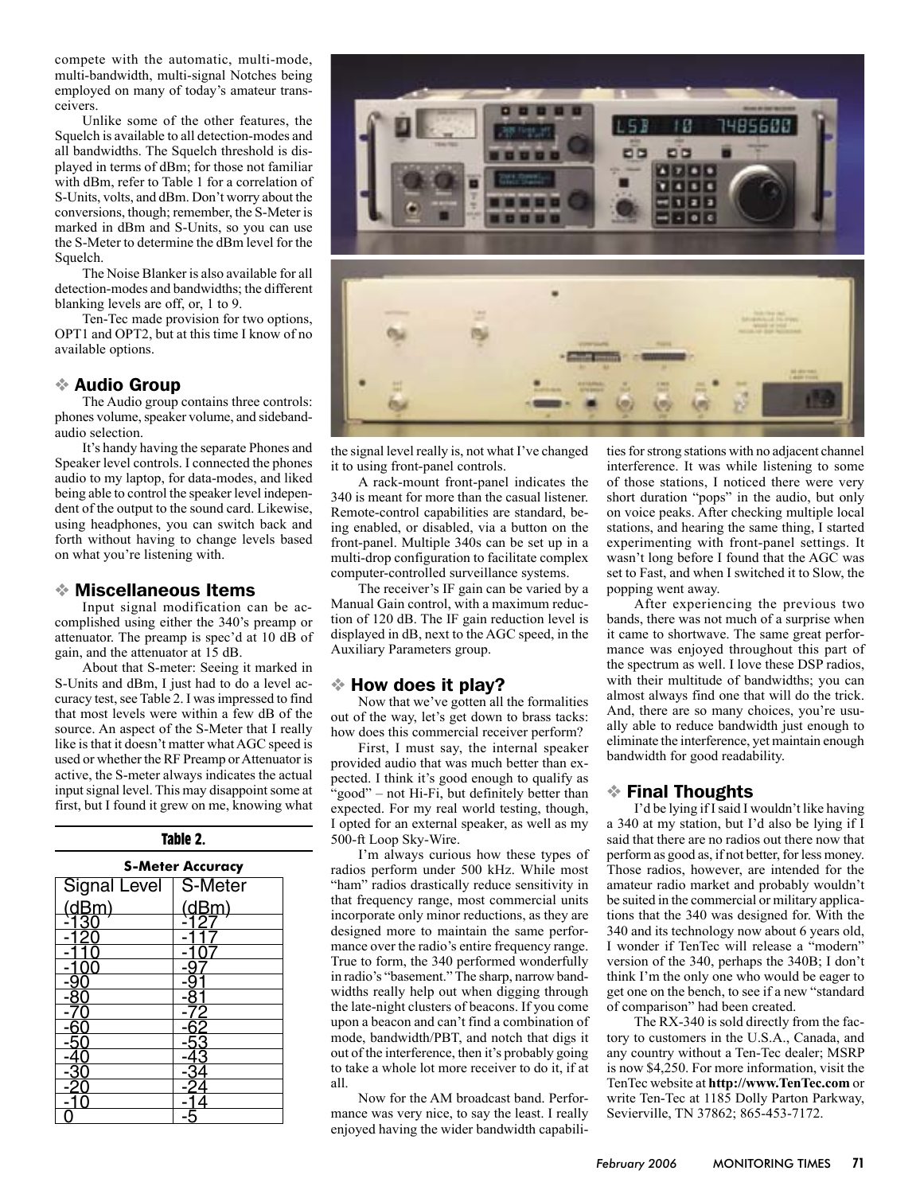compete with the automatic, multi-mode, multi-bandwidth, multi-signal Notches being employed on many of today's amateur transceivers.

Unlike some of the other features, the Squelch is available to all detection-modes and all bandwidths. The Squelch threshold is displayed in terms of dBm; for those not familiar with dBm, refer to Table 1 for a correlation of S-Units, volts, and dBm. Don't worry about the conversions, though; remember, the S-Meter is marked in dBm and S-Units, so you can use the S-Meter to determine the dBm level for the Squelch.

The Noise Blanker is also available for all detection-modes and bandwidths; the different blanking levels are off, or, 1 to 9.

Ten-Tec made provision for two options, OPT1 and OPT2, but at this time I know of no available options.

## Audio Group

The Audio group contains three controls: phones volume, speaker volume, and sideband-audio selection.

It's handy having the separate Phones and Speaker level controls. I connected the phones audio to my laptop, for data-modes, and liked being able to control the speaker level independent of the output to the sound card. Likewise, using headphones, you can switch back and forth without having to change levels based on what you're listening with.

## Miscellaneous Items

Input signal modification can be accomplished using either the 340's preamp or attenuator. The preamp is spec'd at 10 dB of gain, and the attenuator at 15 dB.

About that S-meter: Seeing it marked in S-Units and dBm, I just had to do a level accuracy test, see Table 2. I was impressed to find that most levels were within a few dB of the source. An aspect of the S-Meter that I really like is that it doesn't matter what AGC speed is used or whether the RF Preamp or Attenuator is active, the S-meter always indicates the actual input signal level. This may disappoint some at first, but I found it grew on me, knowing what the signal level really is, not what I've changed it to using front-panel controls.

**Table 2.**

**S-Meter Accuracy**

| Signal Level (dBm) | S-Meter (dBm) |
|---|---|
| -130 | -127 |
| -120 | -117 |
| -110 | -107 |
| -100 | -97 |
| -90 | -91 |
| -80 | -81 |
| -70 | -72 |
| -60 | -62 |
| -50 | -53 |
| -40 | -43 |
| -30 | -34 |
| -20 | -24 |
| -10 | -14 |
| 0 | -5 |

A rack-mount front-panel indicates the 340 is meant for more than the casual listener. Remote-control capabilities are standard, being enabled, or disabled, via a button on the front-panel. Multiple 340s can be set up in a multi-drop configuration to facilitate complex computer-controlled surveillance systems.

The receiver's IF gain can be varied by a Manual Gain control, with a maximum reduction of 120 dB. The IF gain reduction level is displayed in dB, next to the AGC speed, in the Auxiliary Parameters group.

## How does it play?

Now that we've gotten all the formalities out of the way, let's get down to brass tacks: how does this commercial receiver perform?

First, I must say, the internal speaker provided audio that was much better than expected. I think it's good enough to qualify as "good" – not Hi-Fi, but definitely better than expected. For my real world testing, though, I opted for an external speaker, as well as my 500-ft Loop Sky-Wire.

I'm always curious how these types of radios perform under 500 kHz. While most "ham" radios drastically reduce sensitivity in that frequency range, most commercial units incorporate only minor reductions, as they are designed more to maintain the same performance over the radio's entire frequency range. True to form, the 340 performed wonderfully in radio's "basement." The sharp, narrow bandwidths really help out when digging through the late-night clusters of beacons. If you come upon a beacon and can't find a combination of mode, bandwidth/PBT, and notch that digs it out of the interference, then it's probably going to take a whole lot more receiver to do it, if at all.

Now for the AM broadcast band. Performance was very nice, to say the least. I really enjoyed having the wider bandwidth capabilities for strong stations with no adjacent channel interference. It was while listening to some of those stations, I noticed there were very short duration "pops" in the audio, but only on voice peaks. After checking multiple local stations, and hearing the same thing, I started experimenting with front-panel settings. It wasn't long before I found that the AGC was set to Fast, and when I switched it to Slow, the popping went away.

After experiencing the previous two bands, there was not much of a surprise when it came to shortwave. The same great performance was enjoyed throughout this part of the spectrum as well. I love these DSP radios, with their multitude of bandwidths; you can almost always find one that will do the trick. And, there are so many choices, you're usually able to reduce bandwidth just enough to eliminate the interference, yet maintain enough bandwidth for good readability.

## Final Thoughts

I'd be lying if I said I wouldn't like having a 340 at my station, but I'd also be lying if I said that there are no radios out there now that perform as good as, if not better, for less money. Those radios, however, are intended for the amateur radio market and probably wouldn't be suited in the commercial or military applications that the 340 was designed for. With the 340 and its technology now about 6 years old, I wonder if TenTec will release a "modern" version of the 340, perhaps the 340B; I don't think I'm the only one who would be eager to get one on the bench, to see if a new "standard of comparison" had been created.

The RX-340 is sold directly from the factory to customers in the U.S.A., Canada, and any country without a Ten-Tec dealer; MSRP is now $4,250. For more information, visit the TenTec website at **http://www.TenTec.com** or write Ten-Tec at 1185 Dolly Parton Parkway, Sevierville, TN 37862; 865-453-7172.